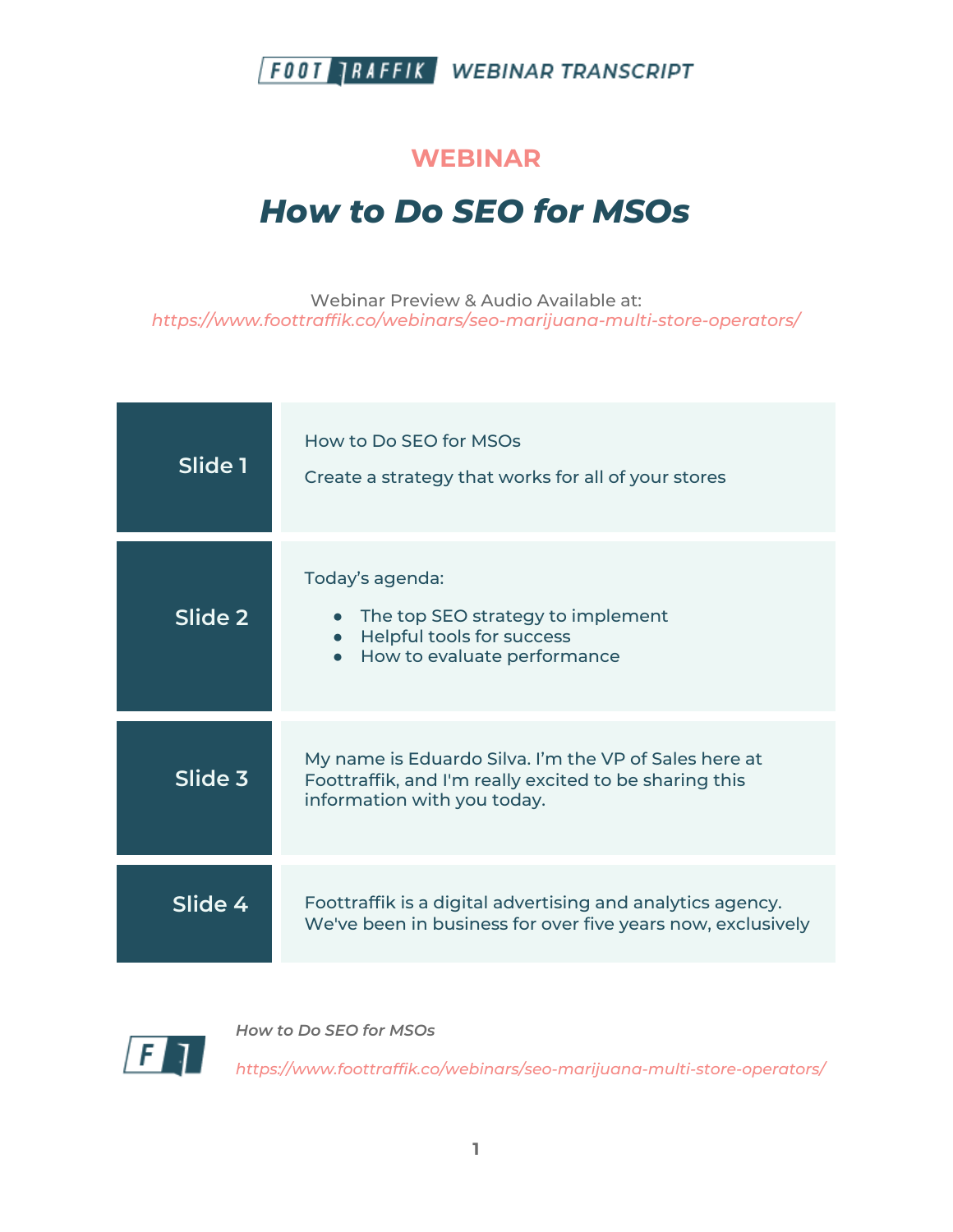**WEBINAR TRANSCRIPT**

## WEBINAR

# *How to Do SEO for MSOs*

Webinar Preview & Audio Available at:
*https://www.foottraffik.co/webinars/seo-marijuana-multi-store-operators/*

| | |
|---|---|
| **Slide 1** | How to Do SEO for MSOs<br><br>Create a strategy that works for all of your stores |
| **Slide 2** | Today's agenda:<br><br>● The top SEO strategy to implement<br>● Helpful tools for success<br>● How to evaluate performance |
| **Slide 3** | My name is Eduardo Silva. I'm the VP of Sales here at Foottraffik, and I'm really excited to be sharing this information with you today. |
| **Slide 4** | Foottraffik is a digital advertising and analytics agency. We've been in business for over five years now, exclusively |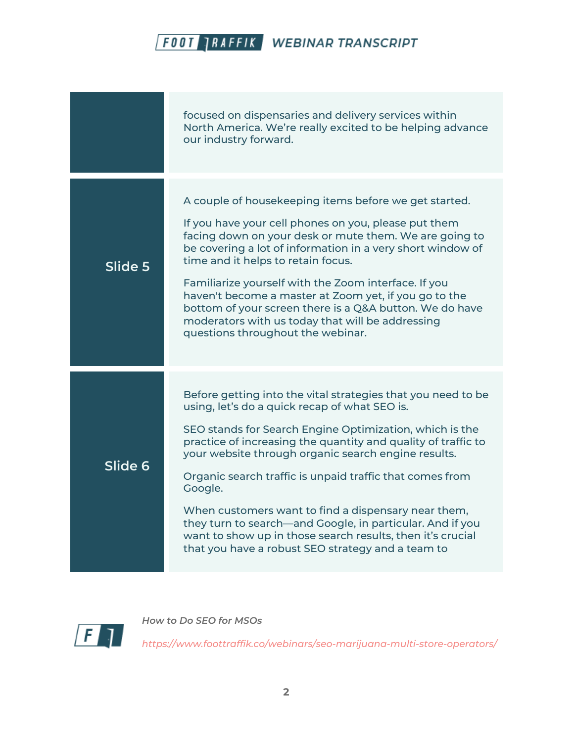| | |
|---|---|
| | focused on dispensaries and delivery services within North America. We're really excited to be helping advance our industry forward. |
| **Slide 5** | A couple of housekeeping items before we get started.<br><br>If you have your cell phones on you, please put them facing down on your desk or mute them. We are going to be covering a lot of information in a very short window of time and it helps to retain focus.<br><br>Familiarize yourself with the Zoom interface. If you haven't become a master at Zoom yet, if you go to the bottom of your screen there is a Q&A button. We do have moderators with us today that will be addressing questions throughout the webinar. |
| **Slide 6** | Before getting into the vital strategies that you need to be using, let's do a quick recap of what SEO is.<br><br>SEO stands for Search Engine Optimization, which is the practice of increasing the quantity and quality of traffic to your website through organic search engine results.<br><br>Organic search traffic is unpaid traffic that comes from Google.<br><br>When customers want to find a dispensary near them, they turn to search—and Google, in particular. And if you want to show up in those search results, then it's crucial that you have a robust SEO strategy and a team to |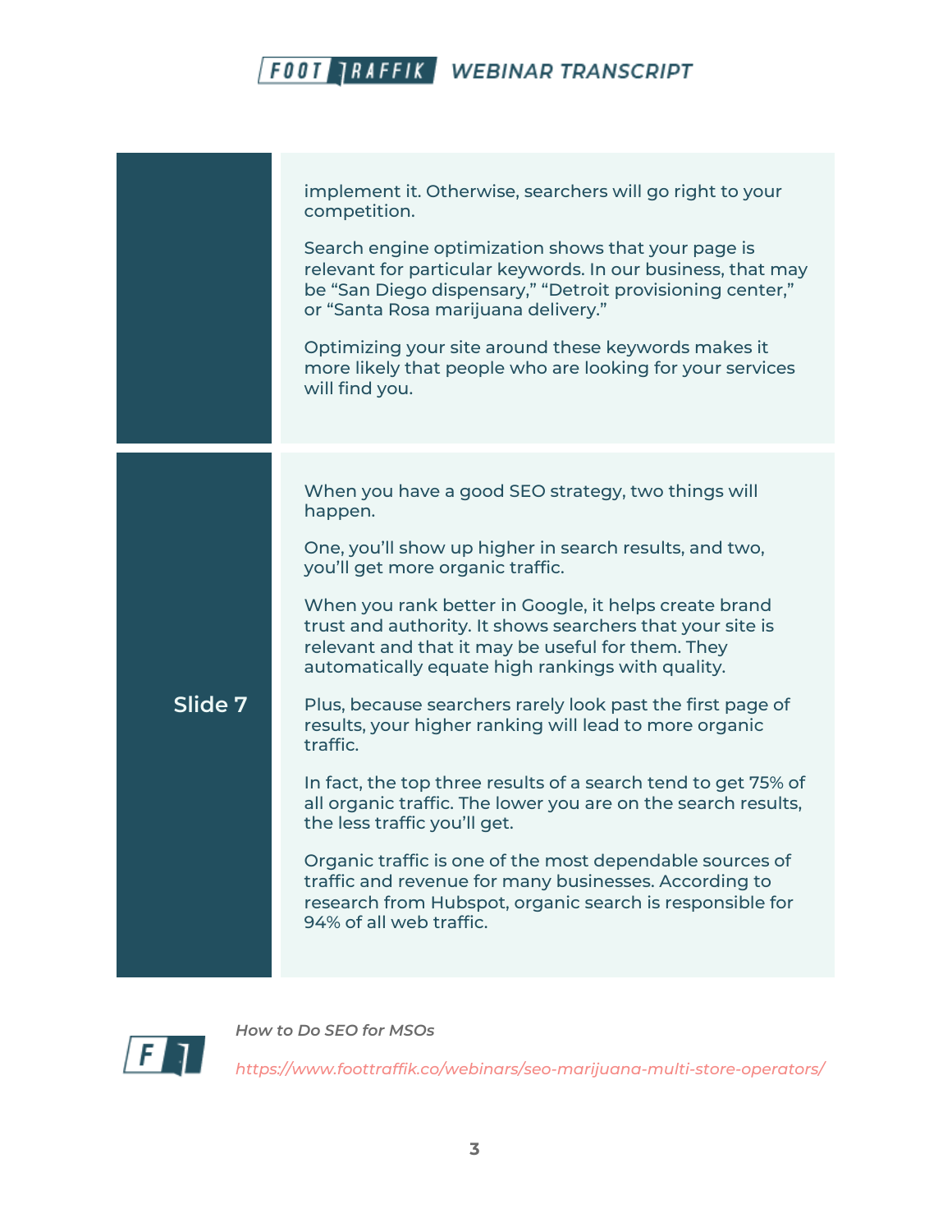implement it. Otherwise, searchers will go right to your competition.

Search engine optimization shows that your page is relevant for particular keywords. In our business, that may be "San Diego dispensary," "Detroit provisioning center," or "Santa Rosa marijuana delivery."

Optimizing your site around these keywords makes it more likely that people who are looking for your services will find you.

## Slide 7

When you have a good SEO strategy, two things will happen.

One, you'll show up higher in search results, and two, you'll get more organic traffic.

When you rank better in Google, it helps create brand trust and authority. It shows searchers that your site is relevant and that it may be useful for them. They automatically equate high rankings with quality.

Plus, because searchers rarely look past the first page of results, your higher ranking will lead to more organic traffic.

In fact, the top three results of a search tend to get 75% of all organic traffic. The lower you are on the search results, the less traffic you'll get.

Organic traffic is one of the most dependable sources of traffic and revenue for many businesses. According to research from Hubspot, organic search is responsible for 94% of all web traffic.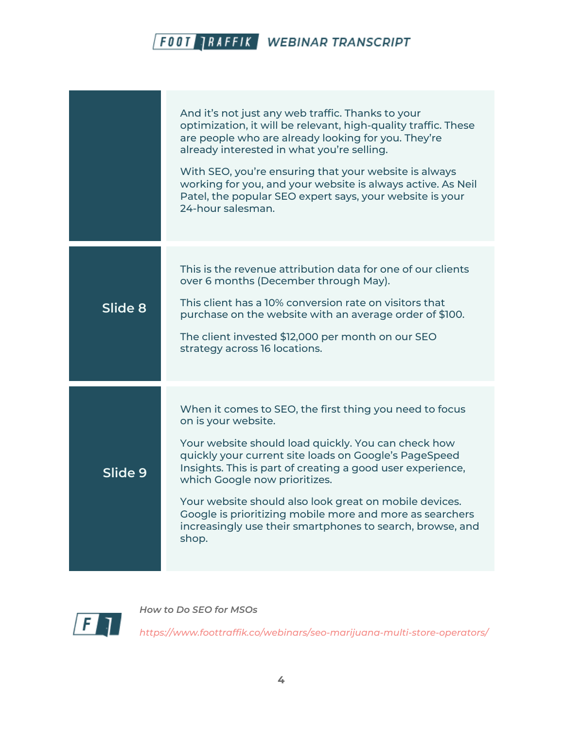| | |
|---|---|
| | And it's not just any web traffic. Thanks to your optimization, it will be relevant, high-quality traffic. These are people who are already looking for you. They're already interested in what you're selling.<br><br>With SEO, you're ensuring that your website is always working for you, and your website is always active. As Neil Patel, the popular SEO expert says, your website is your 24-hour salesman. |
| **Slide 8** | This is the revenue attribution data for one of our clients over 6 months (December through May).<br><br>This client has a 10% conversion rate on visitors that purchase on the website with an average order of $100.<br><br>The client invested $12,000 per month on our SEO strategy across 16 locations. |
| **Slide 9** | When it comes to SEO, the first thing you need to focus on is your website.<br><br>Your website should load quickly. You can check how quickly your current site loads on Google's PageSpeed Insights. This is part of creating a good user experience, which Google now prioritizes.<br><br>Your website should also look great on mobile devices. Google is prioritizing mobile more and more as searchers increasingly use their smartphones to search, browse, and shop. |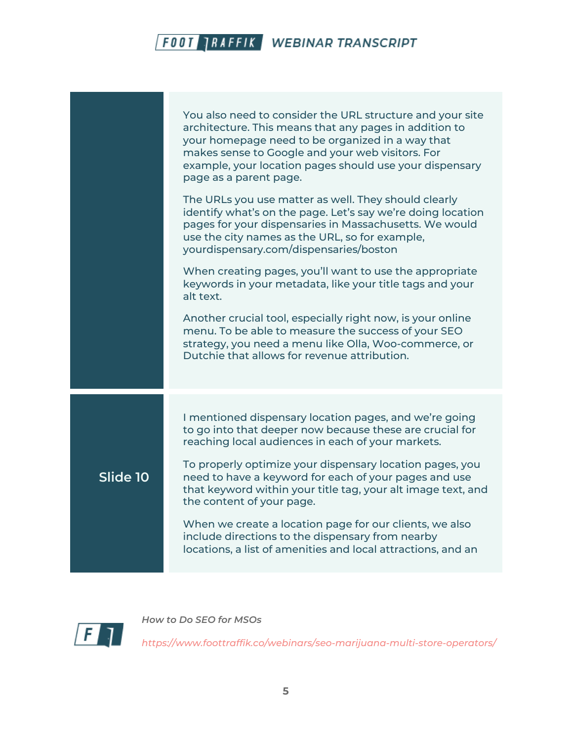You also need to consider the URL structure and your site architecture. This means that any pages in addition to your homepage need to be organized in a way that makes sense to Google and your web visitors. For example, your location pages should use your dispensary page as a parent page.

The URLs you use matter as well. They should clearly identify what's on the page. Let's say we're doing location pages for your dispensaries in Massachusetts. We would use the city names as the URL, so for example, yourdispensary.com/dispensaries/boston

When creating pages, you'll want to use the appropriate keywords in your metadata, like your title tags and your alt text.

Another crucial tool, especially right now, is your online menu. To be able to measure the success of your SEO strategy, you need a menu like Olla, Woo-commerce, or Dutchie that allows for revenue attribution.

**Slide 10**

I mentioned dispensary location pages, and we're going to go into that deeper now because these are crucial for reaching local audiences in each of your markets.

To properly optimize your dispensary location pages, you need to have a keyword for each of your pages and use that keyword within your title tag, your alt image text, and the content of your page.

When we create a location page for our clients, we also include directions to the dispensary from nearby locations, a list of amenities and local attractions, and an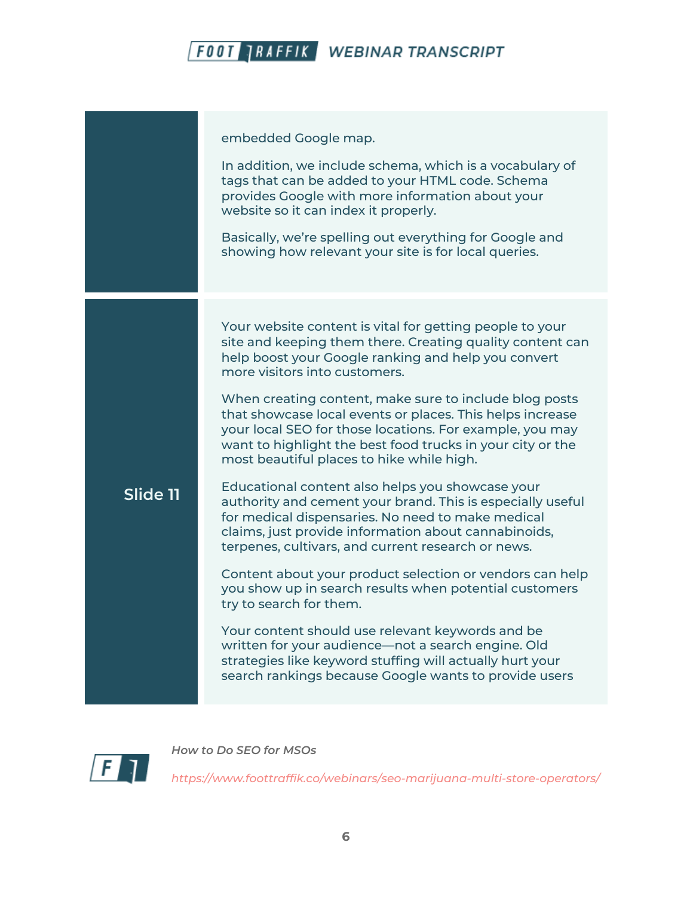| | |
|---|---|
| | embedded Google map.<br><br>In addition, we include schema, which is a vocabulary of tags that can be added to your HTML code. Schema provides Google with more information about your website so it can index it properly.<br><br>Basically, we're spelling out everything for Google and showing how relevant your site is for local queries. |
| **Slide 11** | Your website content is vital for getting people to your site and keeping them there. Creating quality content can help boost your Google ranking and help you convert more visitors into customers.<br><br>When creating content, make sure to include blog posts that showcase local events or places. This helps increase your local SEO for those locations. For example, you may want to highlight the best food trucks in your city or the most beautiful places to hike while high.<br><br>Educational content also helps you showcase your authority and cement your brand. This is especially useful for medical dispensaries. No need to make medical claims, just provide information about cannabinoids, terpenes, cultivars, and current research or news.<br><br>Content about your product selection or vendors can help you show up in search results when potential customers try to search for them.<br><br>Your content should use relevant keywords and be written for your audience—not a search engine. Old strategies like keyword stuffing will actually hurt your search rankings because Google wants to provide users |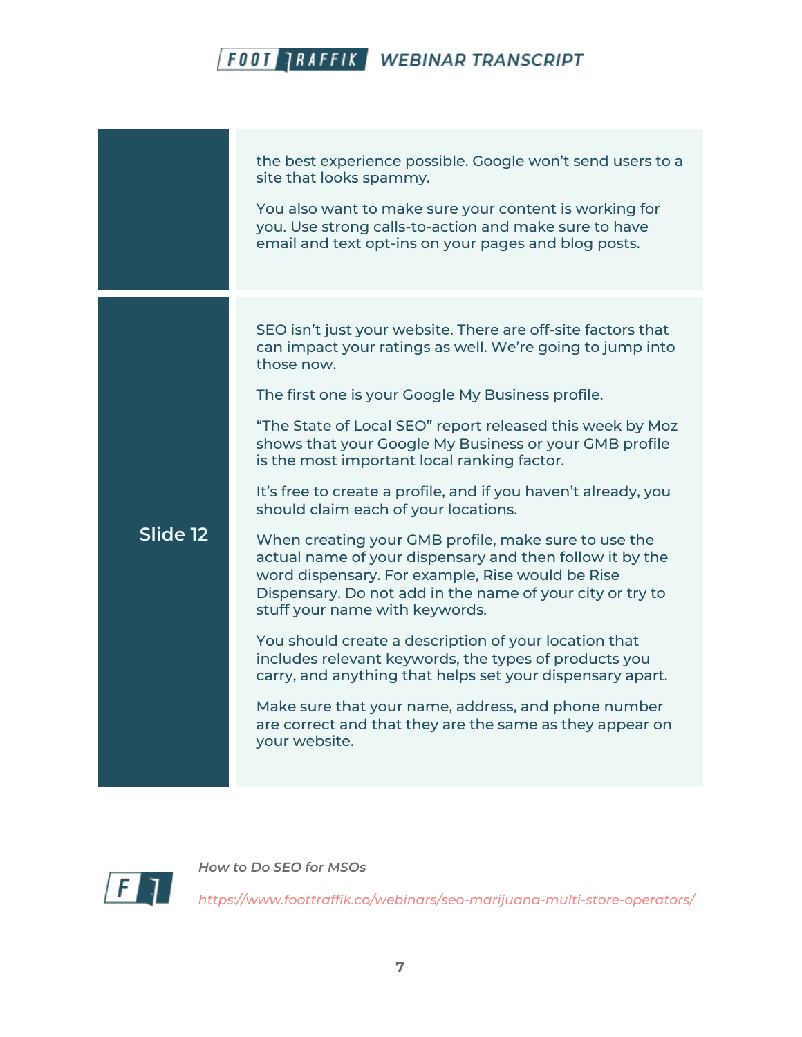the best experience possible. Google won't send users to a site that looks spammy.

You also want to make sure your content is working for you. Use strong calls-to-action and make sure to have email and text opt-ins on your pages and blog posts.

**Slide 12**

SEO isn't just your website. There are off-site factors that can impact your ratings as well. We're going to jump into those now.

The first one is your Google My Business profile.

"The State of Local SEO" report released this week by Moz shows that your Google My Business or your GMB profile is the most important local ranking factor.

It's free to create a profile, and if you haven't already, you should claim each of your locations.

When creating your GMB profile, make sure to use the actual name of your dispensary and then follow it by the word dispensary. For example, Rise would be Rise Dispensary. Do not add in the name of your city or try to stuff your name with keywords.

You should create a description of your location that includes relevant keywords, the types of products you carry, and anything that helps set your dispensary apart.

Make sure that your name, address, and phone number are correct and that they are the same as they appear on your website.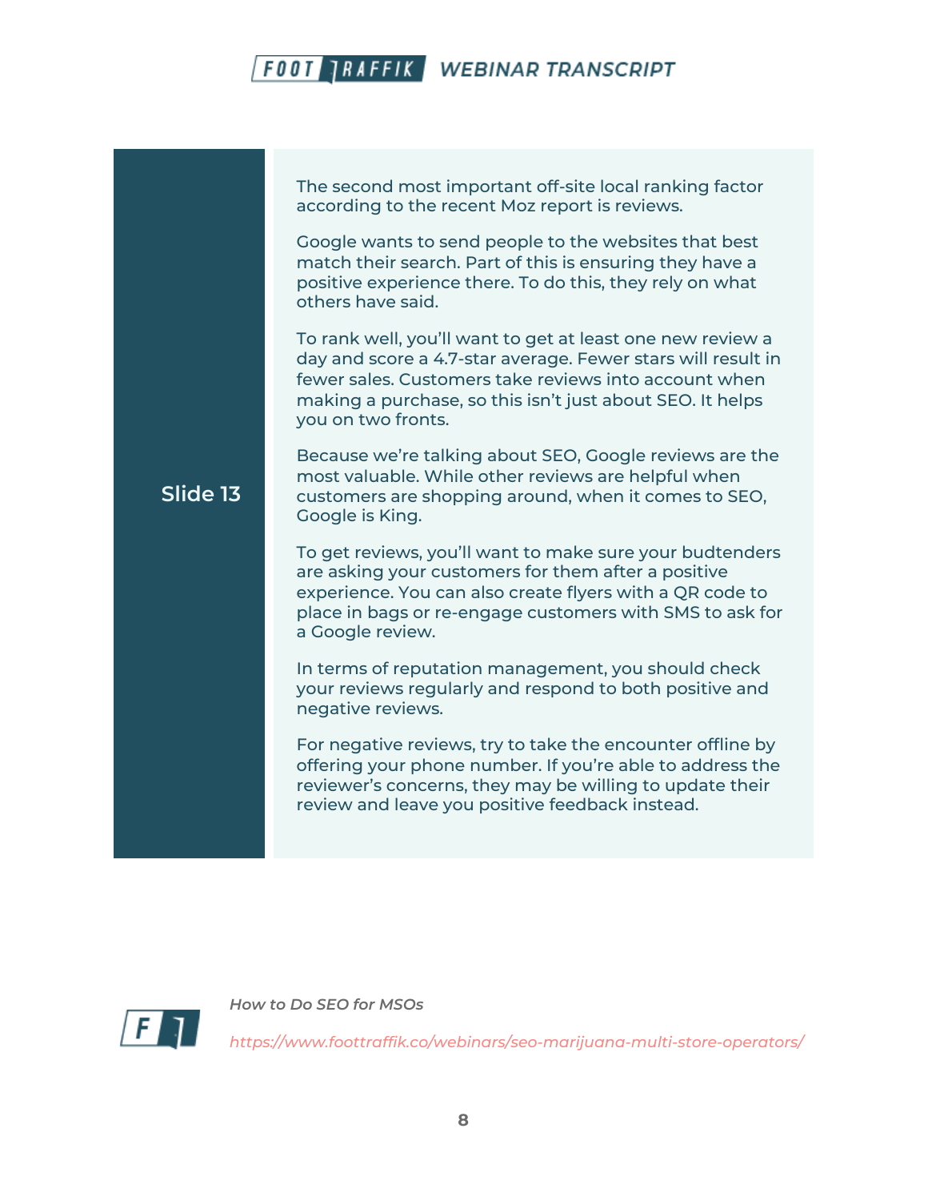**Slide 13**

The second most important off-site local ranking factor according to the recent Moz report is reviews.

Google wants to send people to the websites that best match their search. Part of this is ensuring they have a positive experience there. To do this, they rely on what others have said.

To rank well, you'll want to get at least one new review a day and score a 4.7-star average. Fewer stars will result in fewer sales. Customers take reviews into account when making a purchase, so this isn't just about SEO. It helps you on two fronts.

Because we're talking about SEO, Google reviews are the most valuable. While other reviews are helpful when customers are shopping around, when it comes to SEO, Google is King.

To get reviews, you'll want to make sure your budtenders are asking your customers for them after a positive experience. You can also create flyers with a QR code to place in bags or re-engage customers with SMS to ask for a Google review.

In terms of reputation management, you should check your reviews regularly and respond to both positive and negative reviews.

For negative reviews, try to take the encounter offline by offering your phone number. If you're able to address the reviewer's concerns, they may be willing to update their review and leave you positive feedback instead.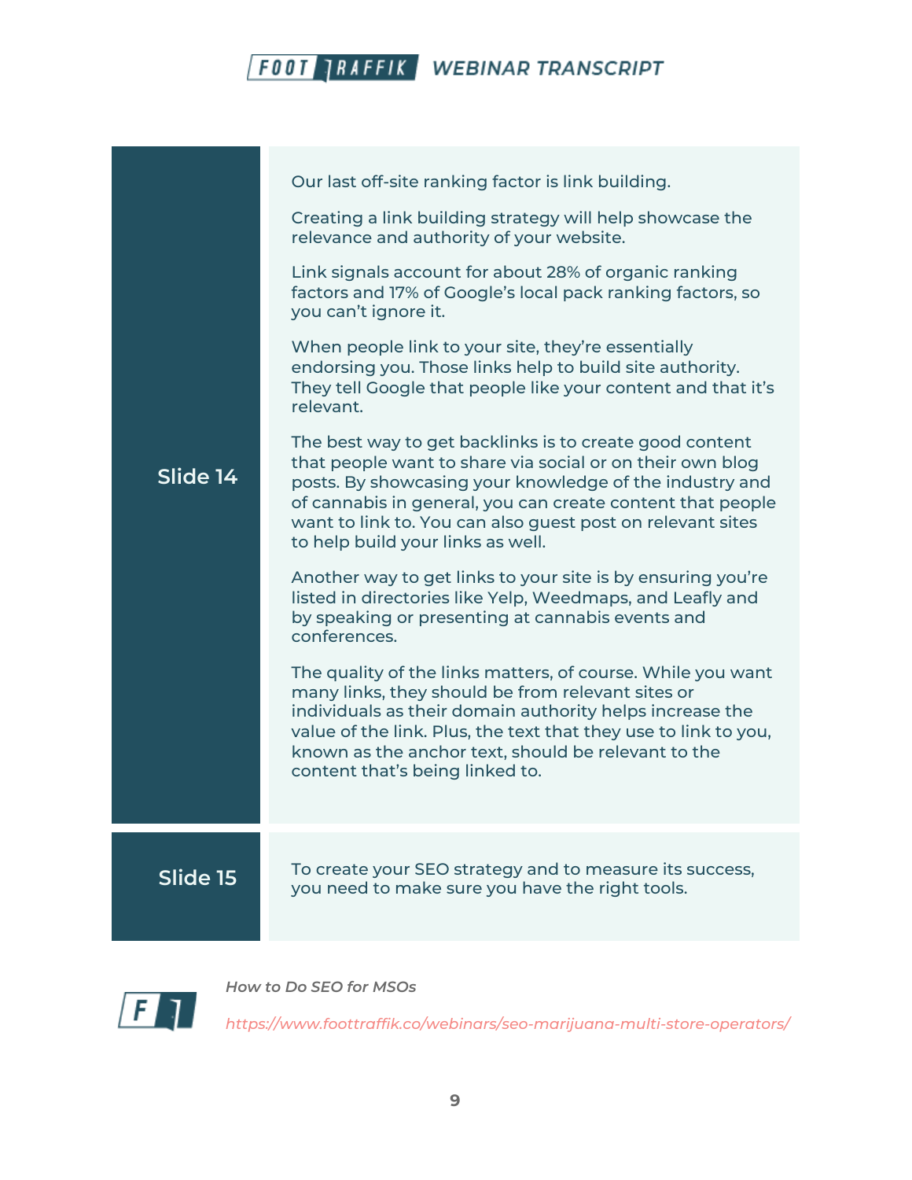| Slide | Transcript |
| --- | --- |
| Slide 14 | Our last off-site ranking factor is link building.<br><br>Creating a link building strategy will help showcase the relevance and authority of your website.<br><br>Link signals account for about 28% of organic ranking factors and 17% of Google's local pack ranking factors, so you can't ignore it.<br><br>When people link to your site, they're essentially endorsing you. Those links help to build site authority. They tell Google that people like your content and that it's relevant.<br><br>The best way to get backlinks is to create good content that people want to share via social or on their own blog posts. By showcasing your knowledge of the industry and of cannabis in general, you can create content that people want to link to. You can also guest post on relevant sites to help build your links as well.<br><br>Another way to get links to your site is by ensuring you're listed in directories like Yelp, Weedmaps, and Leafly and by speaking or presenting at cannabis events and conferences.<br><br>The quality of the links matters, of course. While you want many links, they should be from relevant sites or individuals as their domain authority helps increase the value of the link. Plus, the text that they use to link to you, known as the anchor text, should be relevant to the content that's being linked to. |
| Slide 15 | To create your SEO strategy and to measure its success, you need to make sure you have the right tools. |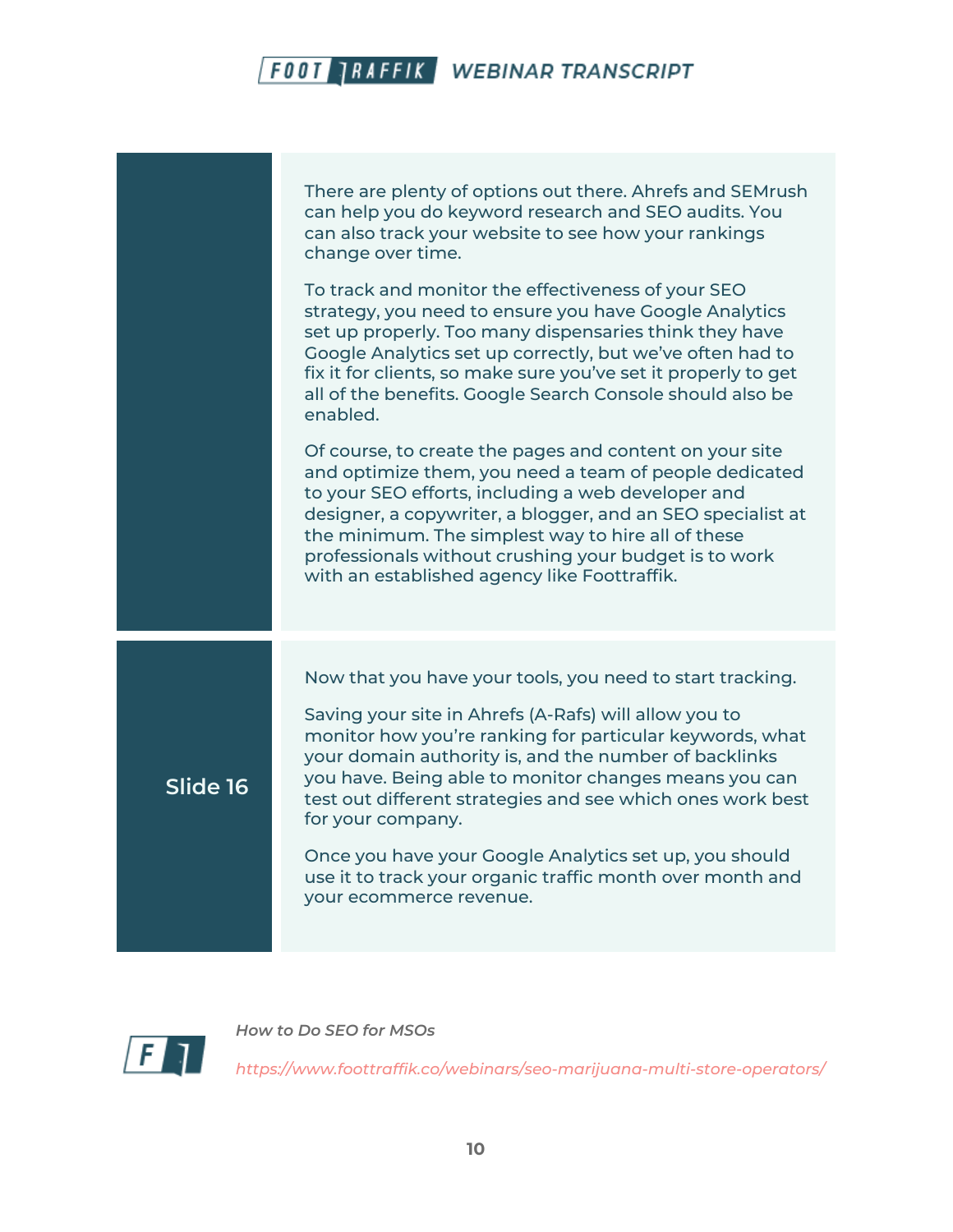There are plenty of options out there. Ahrefs and SEMrush can help you do keyword research and SEO audits. You can also track your website to see how your rankings change over time.

To track and monitor the effectiveness of your SEO strategy, you need to ensure you have Google Analytics set up properly. Too many dispensaries think they have Google Analytics set up correctly, but we've often had to fix it for clients, so make sure you've set it properly to get all of the benefits. Google Search Console should also be enabled.

Of course, to create the pages and content on your site and optimize them, you need a team of people dedicated to your SEO efforts, including a web developer and designer, a copywriter, a blogger, and an SEO specialist at the minimum. The simplest way to hire all of these professionals without crushing your budget is to work with an established agency like Foottraffik.

**Slide 16**

Now that you have your tools, you need to start tracking.

Saving your site in Ahrefs (A-Rafs) will allow you to monitor how you're ranking for particular keywords, what your domain authority is, and the number of backlinks you have. Being able to monitor changes means you can test out different strategies and see which ones work best for your company.

Once you have your Google Analytics set up, you should use it to track your organic traffic month over month and your ecommerce revenue.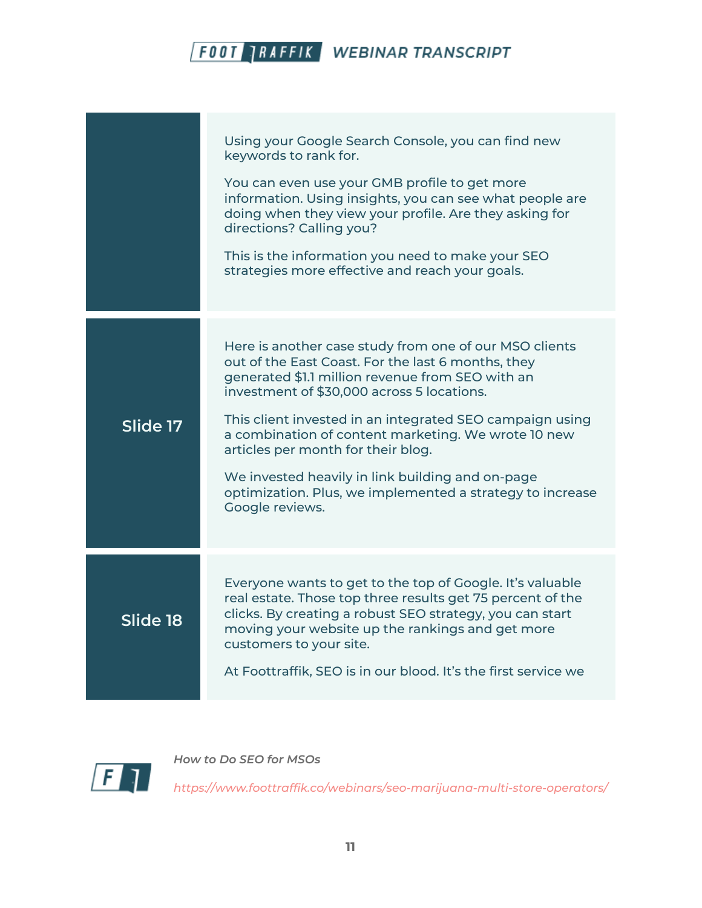| | |
|---|---|
| | Using your Google Search Console, you can find new keywords to rank for.<br><br>You can even use your GMB profile to get more information. Using insights, you can see what people are doing when they view your profile. Are they asking for directions? Calling you?<br><br>This is the information you need to make your SEO strategies more effective and reach your goals. |
| **Slide 17** | Here is another case study from one of our MSO clients out of the East Coast. For the last 6 months, they generated $1.1 million revenue from SEO with an investment of $30,000 across 5 locations.<br><br>This client invested in an integrated SEO campaign using a combination of content marketing. We wrote 10 new articles per month for their blog.<br><br>We invested heavily in link building and on-page optimization. Plus, we implemented a strategy to increase Google reviews. |
| **Slide 18** | Everyone wants to get to the top of Google. It's valuable real estate. Those top three results get 75 percent of the clicks. By creating a robust SEO strategy, you can start moving your website up the rankings and get more customers to your site.<br><br>At Foottraffik, SEO is in our blood. It's the first service we |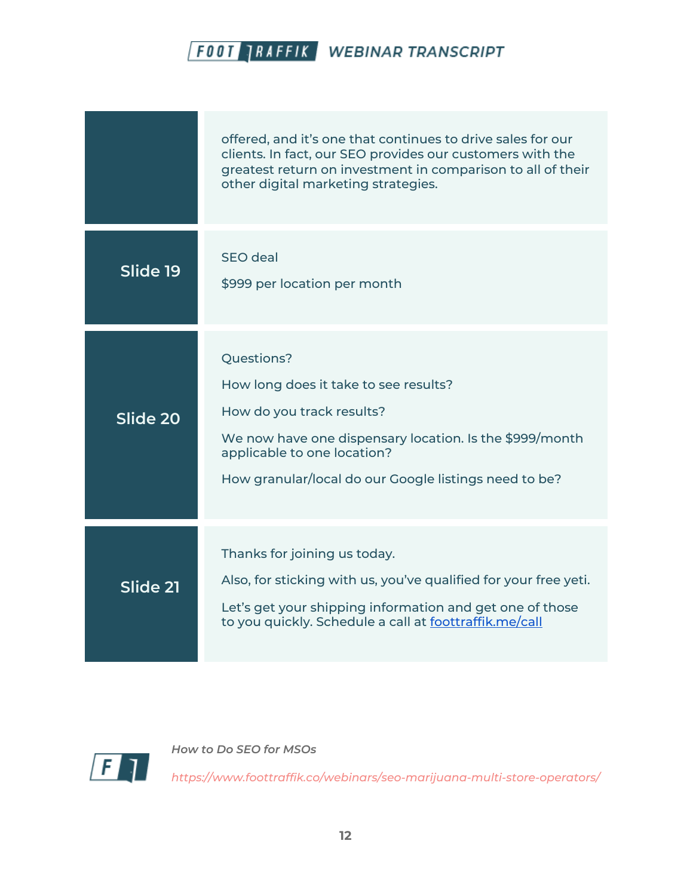| | |
|---|---|
| | offered, and it's one that continues to drive sales for our clients. In fact, our SEO provides our customers with the greatest return on investment in comparison to all of their other digital marketing strategies. |
| Slide 19 | SEO deal<br><br>$999 per location per month |
| Slide 20 | Questions?<br><br>How long does it take to see results?<br><br>How do you track results?<br><br>We now have one dispensary location. Is the $999/month applicable to one location?<br><br>How granular/local do our Google listings need to be? |
| Slide 21 | Thanks for joining us today.<br><br>Also, for sticking with us, you've qualified for your free yeti.<br><br>Let's get your shipping information and get one of those to you quickly. Schedule a call at [foottraffik.me/call](foottraffik.me/call) |